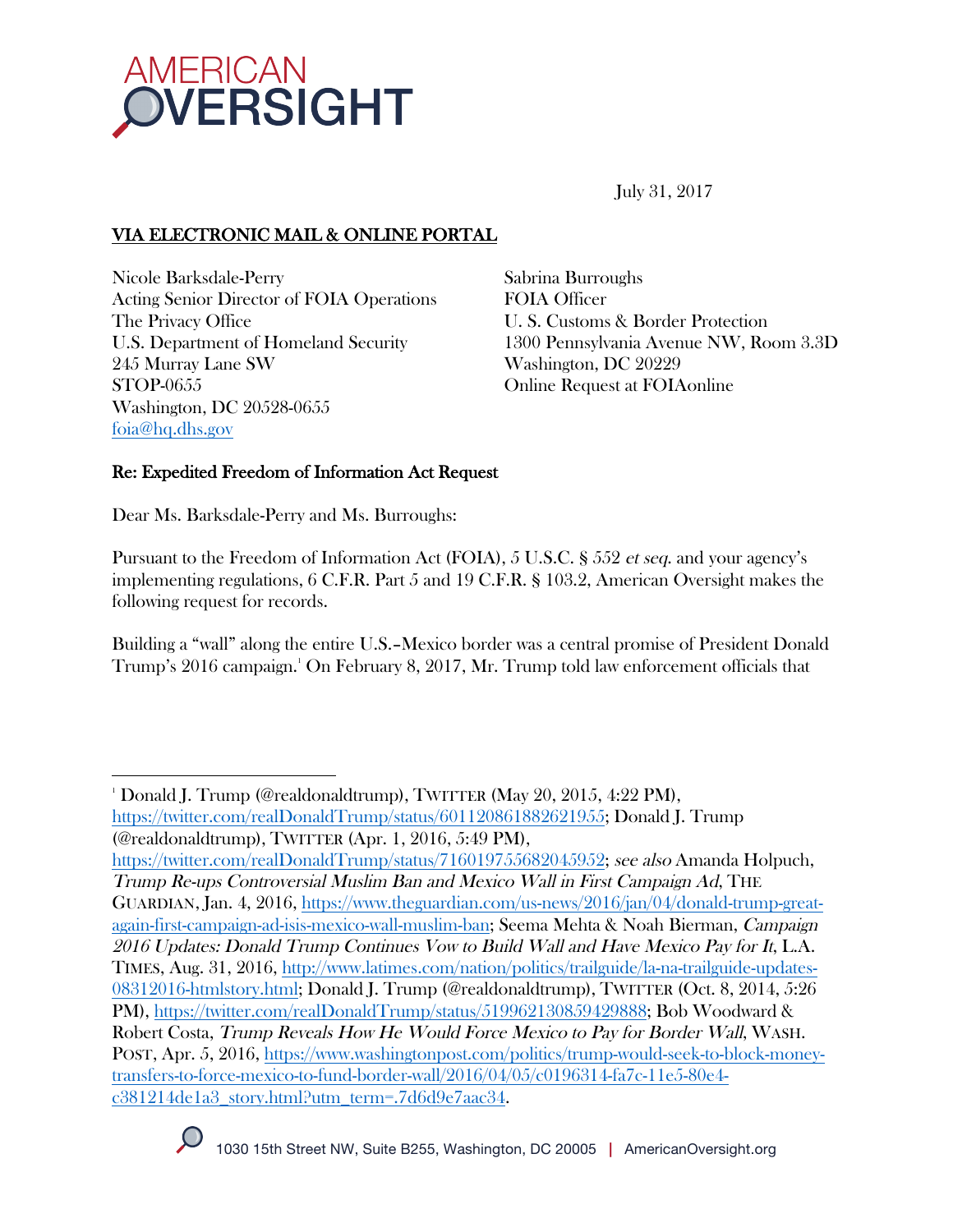# AMERICAN OVERSIGHT

July 31, 2017

**VIA ELECTRONIC MAIL & ONLINE PORTAL**

Nicole Barksdale-Perry
Acting Senior Director of FOIA Operations
The Privacy Office
U.S. Department of Homeland Security
245 Murray Lane SW
STOP-0655
Washington, DC 20528-0655
foia@hq.dhs.gov

Sabrina Burroughs
FOIA Officer
U. S. Customs & Border Protection
1300 Pennsylvania Avenue NW, Room 3.3D
Washington, DC 20229
Online Request at FOIAonline

**Re: Expedited Freedom of Information Act Request**

Dear Ms. Barksdale-Perry and Ms. Burroughs:

Pursuant to the Freedom of Information Act (FOIA), 5 U.S.C. § 552 *et seq.* and your agency's implementing regulations, 6 C.F.R. Part 5 and 19 C.F.R. § 103.2, American Oversight makes the following request for records.

Building a "wall" along the entire U.S.–Mexico border was a central promise of President Donald Trump's 2016 campaign.[1] On February 8, 2017, Mr. Trump told law enforcement officials that

---

[1] Donald J. Trump (@realdonaldtrump), TWITTER (May 20, 2015, 4:22 PM), https://twitter.com/realDonaldTrump/status/601120861882621955; Donald J. Trump (@realdonaldtrump), TWITTER (Apr. 1, 2016, 5:49 PM), https://twitter.com/realDonaldTrump/status/716019755682045952; *see also* Amanda Holpuch, *Trump Re-ups Controversial Muslim Ban and Mexico Wall in First Campaign Ad*, THE GUARDIAN, Jan. 4, 2016, https://www.theguardian.com/us-news/2016/jan/04/donald-trump-great-again-first-campaign-ad-isis-mexico-wall-muslim-ban; Seema Mehta & Noah Bierman, *Campaign 2016 Updates: Donald Trump Continues Vow to Build Wall and Have Mexico Pay for It*, L.A. TIMES, Aug. 31, 2016, http://www.latimes.com/nation/politics/trailguide/la-na-trailguide-updates-08312016-htmlstory.html; Donald J. Trump (@realdonaldtrump), TWITTER (Oct. 8, 2014, 5:26 PM), https://twitter.com/realDonaldTrump/status/519962130859429888; Bob Woodward & Robert Costa, *Trump Reveals How He Would Force Mexico to Pay for Border Wall*, WASH. POST, Apr. 5, 2016, https://www.washingtonpost.com/politics/trump-would-seek-to-block-money-transfers-to-force-mexico-to-fund-border-wall/2016/04/05/c0196314-fa7c-11e5-80e4-c381214de1a3_story.html?utm_term=.7d6d9e7aac34.

1030 15th Street NW, Suite B255, Washington, DC 20005 | AmericanOversight.org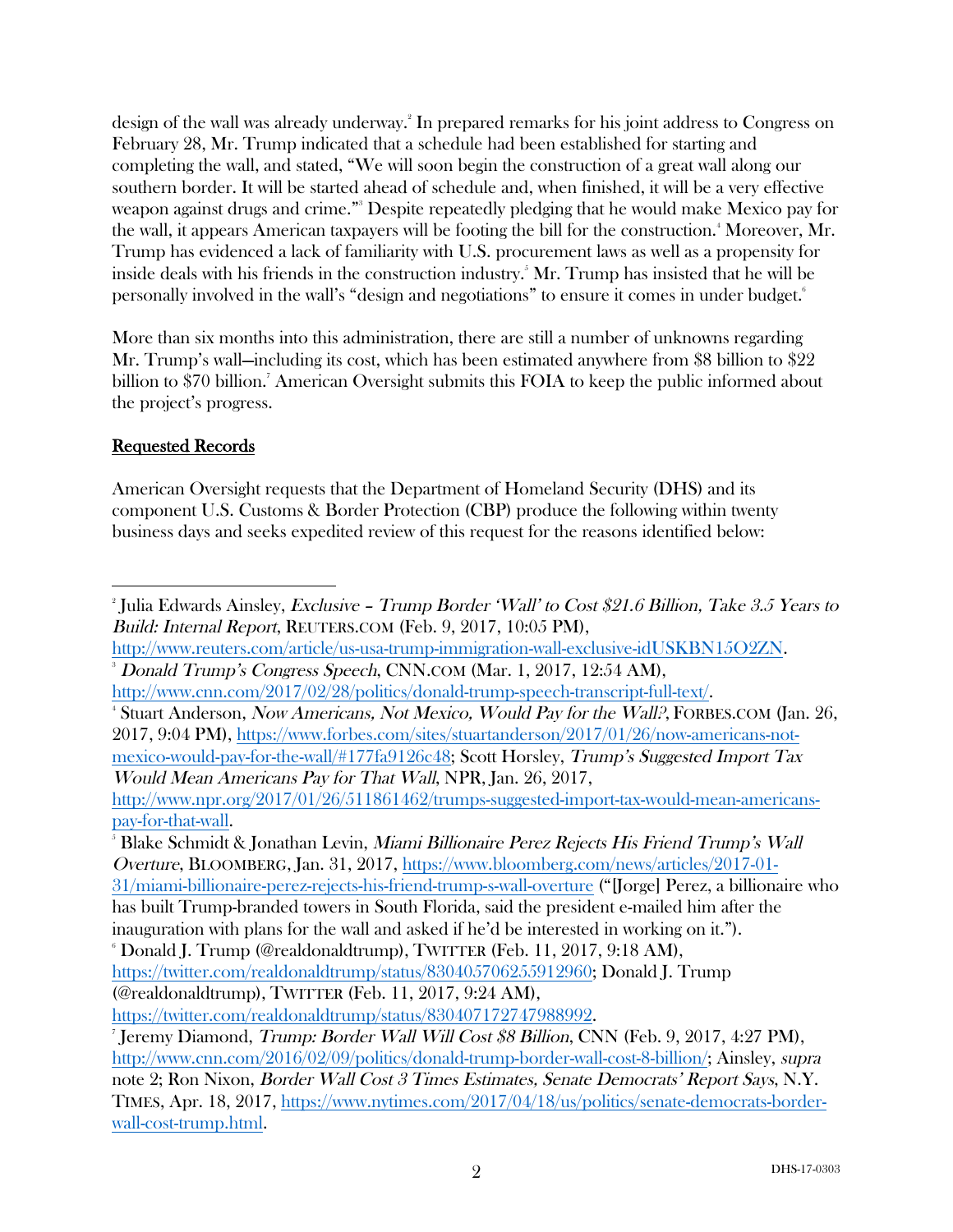design of the wall was already underway.[2] In prepared remarks for his joint address to Congress on February 28, Mr. Trump indicated that a schedule had been established for starting and completing the wall, and stated, "We will soon begin the construction of a great wall along our southern border. It will be started ahead of schedule and, when finished, it will be a very effective weapon against drugs and crime."[3] Despite repeatedly pledging that he would make Mexico pay for the wall, it appears American taxpayers will be footing the bill for the construction.[4] Moreover, Mr. Trump has evidenced a lack of familiarity with U.S. procurement laws as well as a propensity for inside deals with his friends in the construction industry.[5] Mr. Trump has insisted that he will be personally involved in the wall's "design and negotiations" to ensure it comes in under budget.[6]

More than six months into this administration, there are still a number of unknowns regarding Mr. Trump's wall—including its cost, which has been estimated anywhere from $8 billion to $22 billion to $70 billion.[7] American Oversight submits this FOIA to keep the public informed about the project's progress.

## Requested Records

American Oversight requests that the Department of Homeland Security (DHS) and its component U.S. Customs & Border Protection (CBP) produce the following within twenty business days and seeks expedited review of this request for the reasons identified below:

---

[2] Julia Edwards Ainsley, *Exclusive – Trump Border 'Wall' to Cost $21.6 Billion, Take 3.5 Years to Build: Internal Report*, REUTERS.COM (Feb. 9, 2017, 10:05 PM), http://www.reuters.com/article/us-usa-trump-immigration-wall-exclusive-idUSKBN15O2ZN.

[3] *Donald Trump's Congress Speech*, CNN.COM (Mar. 1, 2017, 12:54 AM), http://www.cnn.com/2017/02/28/politics/donald-trump-speech-transcript-full-text/.

[4] Stuart Anderson, *Now Americans, Not Mexico, Would Pay for the Wall?*, FORBES.COM (Jan. 26, 2017, 9:04 PM), https://www.forbes.com/sites/stuartanderson/2017/01/26/now-americans-not-mexico-would-pay-for-the-wall/#177fa9126c48; Scott Horsley, *Trump's Suggested Import Tax Would Mean Americans Pay for That Wall*, NPR, Jan. 26, 2017, http://www.npr.org/2017/01/26/511861462/trumps-suggested-import-tax-would-mean-americans-pay-for-that-wall.

[5] Blake Schmidt & Jonathan Levin, *Miami Billionaire Perez Rejects His Friend Trump's Wall Overture*, BLOOMBERG, Jan. 31, 2017, https://www.bloomberg.com/news/articles/2017-01-31/miami-billionaire-perez-rejects-his-friend-trump-s-wall-overture ("[Jorge] Perez, a billionaire who has built Trump-branded towers in South Florida, said the president e-mailed him after the inauguration with plans for the wall and asked if he'd be interested in working on it.").

[6] Donald J. Trump (@realdonaldtrump), TWITTER (Feb. 11, 2017, 9:18 AM), https://twitter.com/realdonaldtrump/status/830405706255912960; Donald J. Trump (@realdonaldtrump), TWITTER (Feb. 11, 2017, 9:24 AM), https://twitter.com/realdonaldtrump/status/830407172747988992.

[7] Jeremy Diamond, *Trump: Border Wall Will Cost $8 Billion*, CNN (Feb. 9, 2017, 4:27 PM), http://www.cnn.com/2016/02/09/politics/donald-trump-border-wall-cost-8-billion/; Ainsley, *supra* note 2; Ron Nixon, *Border Wall Cost 3 Times Estimates, Senate Democrats' Report Says*, N.Y. TIMES, Apr. 18, 2017, https://www.nytimes.com/2017/04/18/us/politics/senate-democrats-border-wall-cost-trump.html.

DHS-17-0303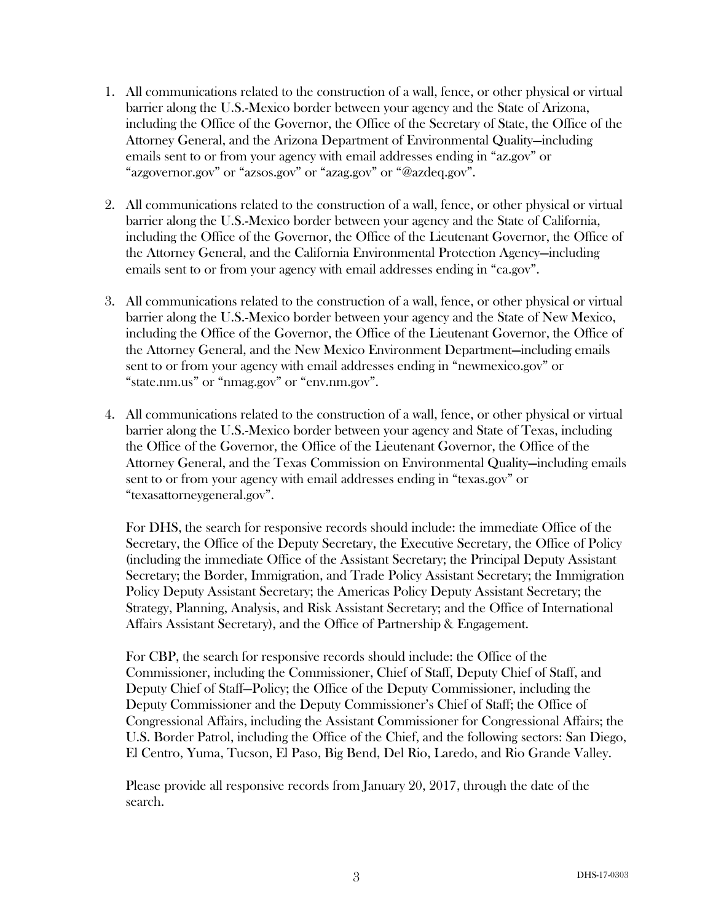1. All communications related to the construction of a wall, fence, or other physical or virtual barrier along the U.S.-Mexico border between your agency and the State of Arizona, including the Office of the Governor, the Office of the Secretary of State, the Office of the Attorney General, and the Arizona Department of Environmental Quality—including emails sent to or from your agency with email addresses ending in "az.gov" or "azgovernor.gov" or "azsos.gov" or "azag.gov" or "@azdeq.gov".

2. All communications related to the construction of a wall, fence, or other physical or virtual barrier along the U.S.-Mexico border between your agency and the State of California, including the Office of the Governor, the Office of the Lieutenant Governor, the Office of the Attorney General, and the California Environmental Protection Agency—including emails sent to or from your agency with email addresses ending in "ca.gov".

3. All communications related to the construction of a wall, fence, or other physical or virtual barrier along the U.S.-Mexico border between your agency and the State of New Mexico, including the Office of the Governor, the Office of the Lieutenant Governor, the Office of the Attorney General, and the New Mexico Environment Department—including emails sent to or from your agency with email addresses ending in "newmexico.gov" or "state.nm.us" or "nmag.gov" or "env.nm.gov".

4. All communications related to the construction of a wall, fence, or other physical or virtual barrier along the U.S.-Mexico border between your agency and State of Texas, including the Office of the Governor, the Office of the Lieutenant Governor, the Office of the Attorney General, and the Texas Commission on Environmental Quality—including emails sent to or from your agency with email addresses ending in "texas.gov" or "texasattorneygeneral.gov".

   For DHS, the search for responsive records should include: the immediate Office of the Secretary, the Office of the Deputy Secretary, the Executive Secretary, the Office of Policy (including the immediate Office of the Assistant Secretary; the Principal Deputy Assistant Secretary; the Border, Immigration, and Trade Policy Assistant Secretary; the Immigration Policy Deputy Assistant Secretary; the Americas Policy Deputy Assistant Secretary; the Strategy, Planning, Analysis, and Risk Assistant Secretary; and the Office of International Affairs Assistant Secretary), and the Office of Partnership & Engagement.

   For CBP, the search for responsive records should include: the Office of the Commissioner, including the Commissioner, Chief of Staff, Deputy Chief of Staff, and Deputy Chief of Staff—Policy; the Office of the Deputy Commissioner, including the Deputy Commissioner and the Deputy Commissioner's Chief of Staff; the Office of Congressional Affairs, including the Assistant Commissioner for Congressional Affairs; the U.S. Border Patrol, including the Office of the Chief, and the following sectors: San Diego, El Centro, Yuma, Tucson, El Paso, Big Bend, Del Rio, Laredo, and Rio Grande Valley.

   Please provide all responsive records from January 20, 2017, through the date of the search.

DHS-17-0303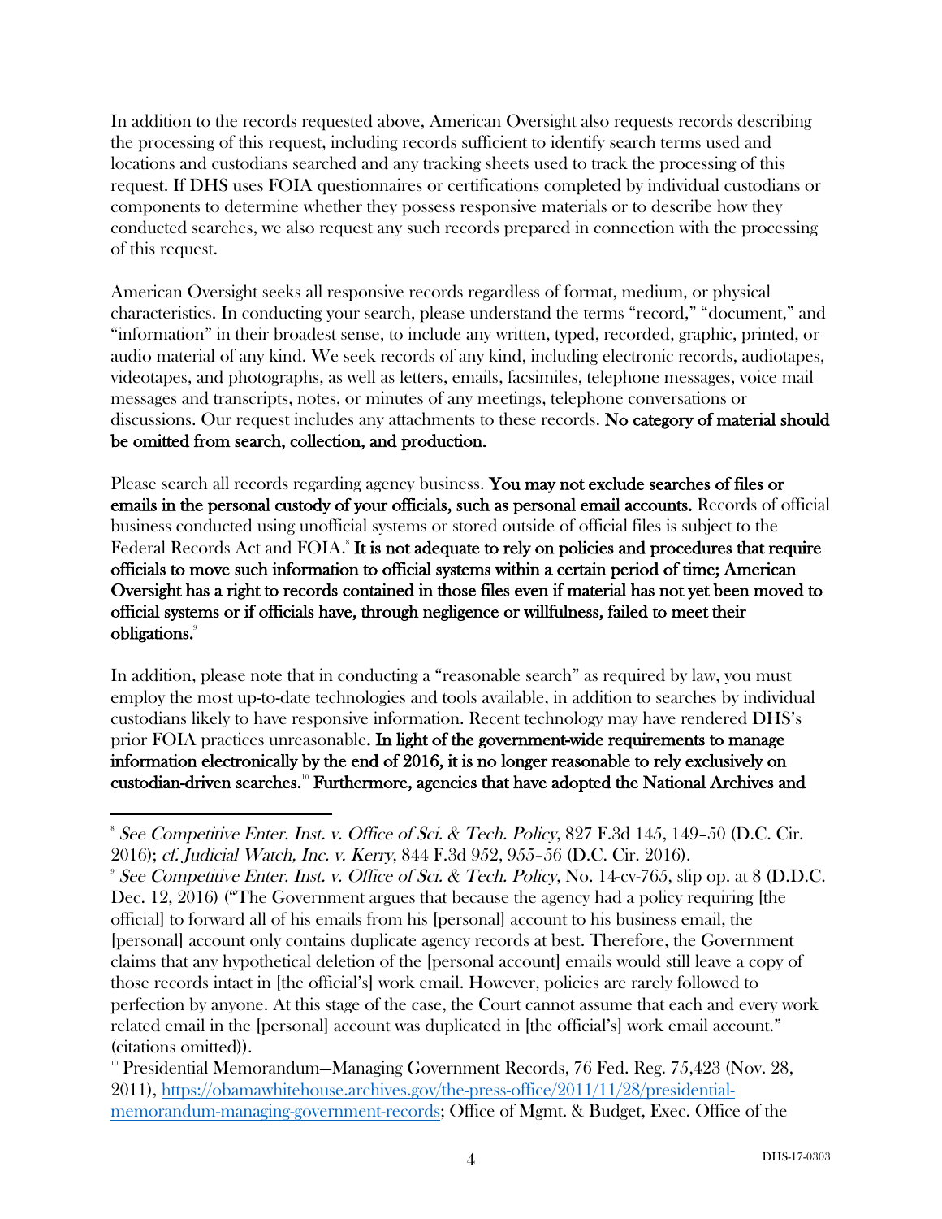In addition to the records requested above, American Oversight also requests records describing the processing of this request, including records sufficient to identify search terms used and locations and custodians searched and any tracking sheets used to track the processing of this request. If DHS uses FOIA questionnaires or certifications completed by individual custodians or components to determine whether they possess responsive materials or to describe how they conducted searches, we also request any such records prepared in connection with the processing of this request.

American Oversight seeks all responsive records regardless of format, medium, or physical characteristics. In conducting your search, please understand the terms "record," "document," and "information" in their broadest sense, to include any written, typed, recorded, graphic, printed, or audio material of any kind. We seek records of any kind, including electronic records, audiotapes, videotapes, and photographs, as well as letters, emails, facsimiles, telephone messages, voice mail messages and transcripts, notes, or minutes of any meetings, telephone conversations or discussions. Our request includes any attachments to these records. **No category of material should be omitted from search, collection, and production.**

Please search all records regarding agency business. **You may not exclude searches of files or emails in the personal custody of your officials, such as personal email accounts.** Records of official business conducted using unofficial systems or stored outside of official files is subject to the Federal Records Act and FOIA.[8] **It is not adequate to rely on policies and procedures that require officials to move such information to official systems within a certain period of time; American Oversight has a right to records contained in those files even if material has not yet been moved to official systems or if officials have, through negligence or willfulness, failed to meet their obligations.**[9]

In addition, please note that in conducting a "reasonable search" as required by law, you must employ the most up-to-date technologies and tools available, in addition to searches by individual custodians likely to have responsive information. Recent technology may have rendered DHS's prior FOIA practices unreasonable**. In light of the government-wide requirements to manage information electronically by the end of 2016, it is no longer reasonable to rely exclusively on custodian-driven searches.**[10] **Furthermore, agencies that have adopted the National Archives and**

---

[8] *See Competitive Enter. Inst. v. Office of Sci. & Tech. Policy*, 827 F.3d 145, 149–50 (D.C. Cir. 2016); *cf. Judicial Watch, Inc. v. Kerry*, 844 F.3d 952, 955–56 (D.C. Cir. 2016).

[9] *See Competitive Enter. Inst. v. Office of Sci. & Tech. Policy*, No. 14-cv-765, slip op. at 8 (D.D.C. Dec. 12, 2016) ("The Government argues that because the agency had a policy requiring [the official] to forward all of his emails from his [personal] account to his business email, the [personal] account only contains duplicate agency records at best. Therefore, the Government claims that any hypothetical deletion of the [personal account] emails would still leave a copy of those records intact in [the official's] work email. However, policies are rarely followed to perfection by anyone. At this stage of the case, the Court cannot assume that each and every work related email in the [personal] account was duplicated in [the official's] work email account." (citations omitted)).

[10] Presidential Memorandum—Managing Government Records, 76 Fed. Reg. 75,423 (Nov. 28, 2011), https://obamawhitehouse.archives.gov/the-press-office/2011/11/28/presidential-memorandum-managing-government-records; Office of Mgmt. & Budget, Exec. Office of the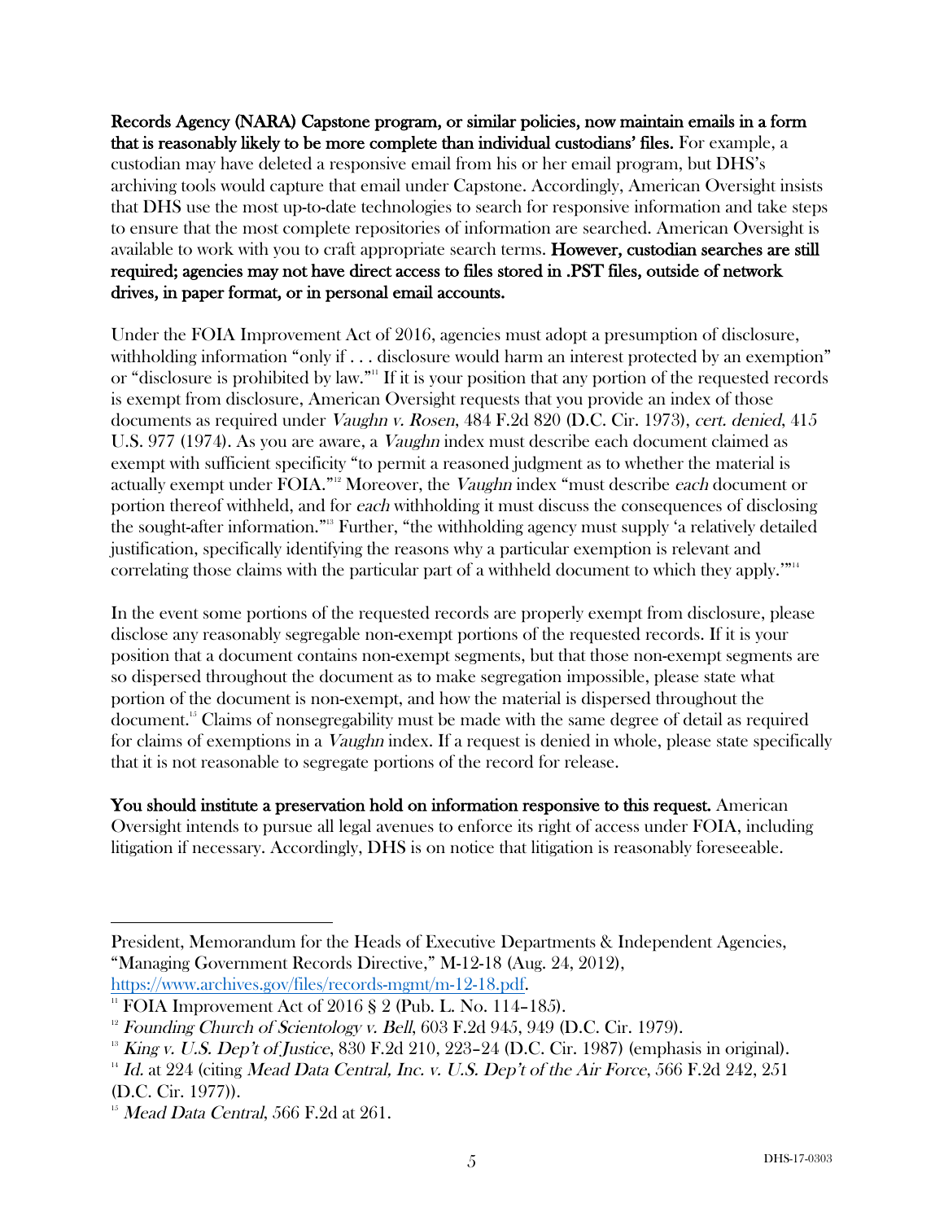**Records Agency (NARA) Capstone program, or similar policies, now maintain emails in a form that is reasonably likely to be more complete than individual custodians' files.** For example, a custodian may have deleted a responsive email from his or her email program, but DHS's archiving tools would capture that email under Capstone. Accordingly, American Oversight insists that DHS use the most up-to-date technologies to search for responsive information and take steps to ensure that the most complete repositories of information are searched. American Oversight is available to work with you to craft appropriate search terms. **However, custodian searches are still required; agencies may not have direct access to files stored in .PST files, outside of network drives, in paper format, or in personal email accounts.**

Under the FOIA Improvement Act of 2016, agencies must adopt a presumption of disclosure, withholding information "only if . . . disclosure would harm an interest protected by an exemption" or "disclosure is prohibited by law."[11] If it is your position that any portion of the requested records is exempt from disclosure, American Oversight requests that you provide an index of those documents as required under *Vaughn v. Rosen*, 484 F.2d 820 (D.C. Cir. 1973), *cert. denied*, 415 U.S. 977 (1974). As you are aware, a *Vaughn* index must describe each document claimed as exempt with sufficient specificity "to permit a reasoned judgment as to whether the material is actually exempt under FOIA."[12] Moreover, the *Vaughn* index "must describe *each* document or portion thereof withheld, and for *each* withholding it must discuss the consequences of disclosing the sought-after information."[13] Further, "the withholding agency must supply 'a relatively detailed justification, specifically identifying the reasons why a particular exemption is relevant and correlating those claims with the particular part of a withheld document to which they apply.'"[14]

In the event some portions of the requested records are properly exempt from disclosure, please disclose any reasonably segregable non-exempt portions of the requested records. If it is your position that a document contains non-exempt segments, but that those non-exempt segments are so dispersed throughout the document as to make segregation impossible, please state what portion of the document is non-exempt, and how the material is dispersed throughout the document.[15] Claims of nonsegregability must be made with the same degree of detail as required for claims of exemptions in a *Vaughn* index. If a request is denied in whole, please state specifically that it is not reasonable to segregate portions of the record for release.

**You should institute a preservation hold on information responsive to this request.** American Oversight intends to pursue all legal avenues to enforce its right of access under FOIA, including litigation if necessary. Accordingly, DHS is on notice that litigation is reasonably foreseeable.

---

President, Memorandum for the Heads of Executive Departments & Independent Agencies, "Managing Government Records Directive," M-12-18 (Aug. 24, 2012), https://www.archives.gov/files/records-mgmt/m-12-18.pdf.

[11] FOIA Improvement Act of 2016 § 2 (Pub. L. No. 114–185).

[12] *Founding Church of Scientology v. Bell*, 603 F.2d 945, 949 (D.C. Cir. 1979).

[13] *King v. U.S. Dep't of Justice*, 830 F.2d 210, 223–24 (D.C. Cir. 1987) (emphasis in original).

[14] *Id.* at 224 (citing *Mead Data Central, Inc. v. U.S. Dep't of the Air Force*, 566 F.2d 242, 251 (D.C. Cir. 1977)).

[15] *Mead Data Central*, 566 F.2d at 261.

DHS-17-0303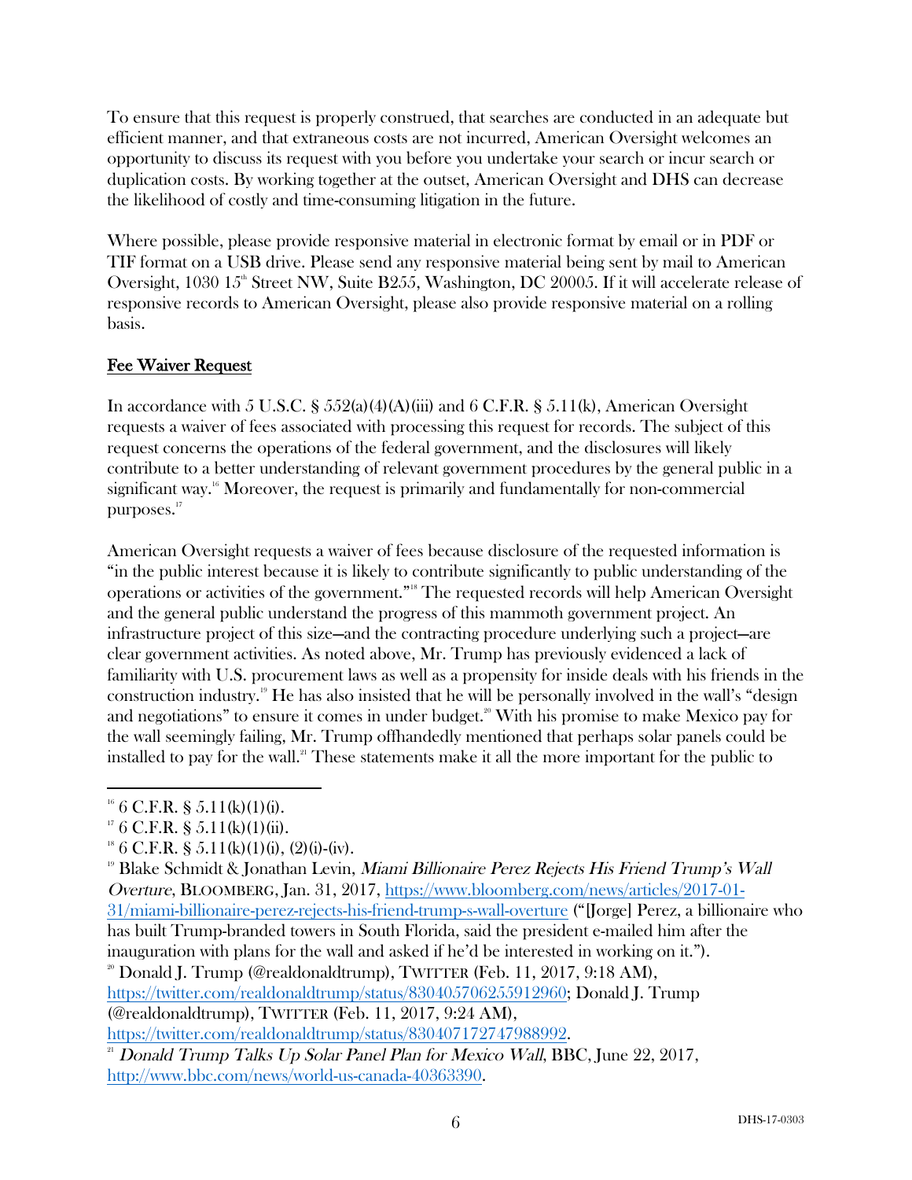To ensure that this request is properly construed, that searches are conducted in an adequate but efficient manner, and that extraneous costs are not incurred, American Oversight welcomes an opportunity to discuss its request with you before you undertake your search or incur search or duplication costs. By working together at the outset, American Oversight and DHS can decrease the likelihood of costly and time-consuming litigation in the future.

Where possible, please provide responsive material in electronic format by email or in PDF or TIF format on a USB drive. Please send any responsive material being sent by mail to American Oversight, 1030 15th Street NW, Suite B255, Washington, DC 20005. If it will accelerate release of responsive records to American Oversight, please also provide responsive material on a rolling basis.

## Fee Waiver Request

In accordance with 5 U.S.C. § 552(a)(4)(A)(iii) and 6 C.F.R. § 5.11(k), American Oversight requests a waiver of fees associated with processing this request for records. The subject of this request concerns the operations of the federal government, and the disclosures will likely contribute to a better understanding of relevant government procedures by the general public in a significant way.[16] Moreover, the request is primarily and fundamentally for non-commercial purposes.[17]

American Oversight requests a waiver of fees because disclosure of the requested information is "in the public interest because it is likely to contribute significantly to public understanding of the operations or activities of the government."[18] The requested records will help American Oversight and the general public understand the progress of this mammoth government project. An infrastructure project of this size—and the contracting procedure underlying such a project—are clear government activities. As noted above, Mr. Trump has previously evidenced a lack of familiarity with U.S. procurement laws as well as a propensity for inside deals with his friends in the construction industry.[19] He has also insisted that he will be personally involved in the wall's "design and negotiations" to ensure it comes in under budget.[20] With his promise to make Mexico pay for the wall seemingly failing, Mr. Trump offhandedly mentioned that perhaps solar panels could be installed to pay for the wall.[21] These statements make it all the more important for the public to

---

[16] 6 C.F.R. § 5.11(k)(1)(i).

[17] 6 C.F.R. § 5.11(k)(1)(ii).

[18] 6 C.F.R. § 5.11(k)(1)(i), (2)(i)-(iv).

[19] Blake Schmidt & Jonathan Levin, *Miami Billionaire Perez Rejects His Friend Trump's Wall Overture*, BLOOMBERG, Jan. 31, 2017, https://www.bloomberg.com/news/articles/2017-01-31/miami-billionaire-perez-rejects-his-friend-trump-s-wall-overture ("[Jorge] Perez, a billionaire who has built Trump-branded towers in South Florida, said the president e-mailed him after the inauguration with plans for the wall and asked if he'd be interested in working on it.").

[20] Donald J. Trump (@realdonaldtrump), TWITTER (Feb. 11, 2017, 9:18 AM), https://twitter.com/realdonaldtrump/status/830405706255912960; Donald J. Trump (@realdonaldtrump), TWITTER (Feb. 11, 2017, 9:24 AM), https://twitter.com/realdonaldtrump/status/830407172747988992.

[21] *Donald Trump Talks Up Solar Panel Plan for Mexico Wall*, BBC, June 22, 2017, http://www.bbc.com/news/world-us-canada-40363390.

DHS-17-0303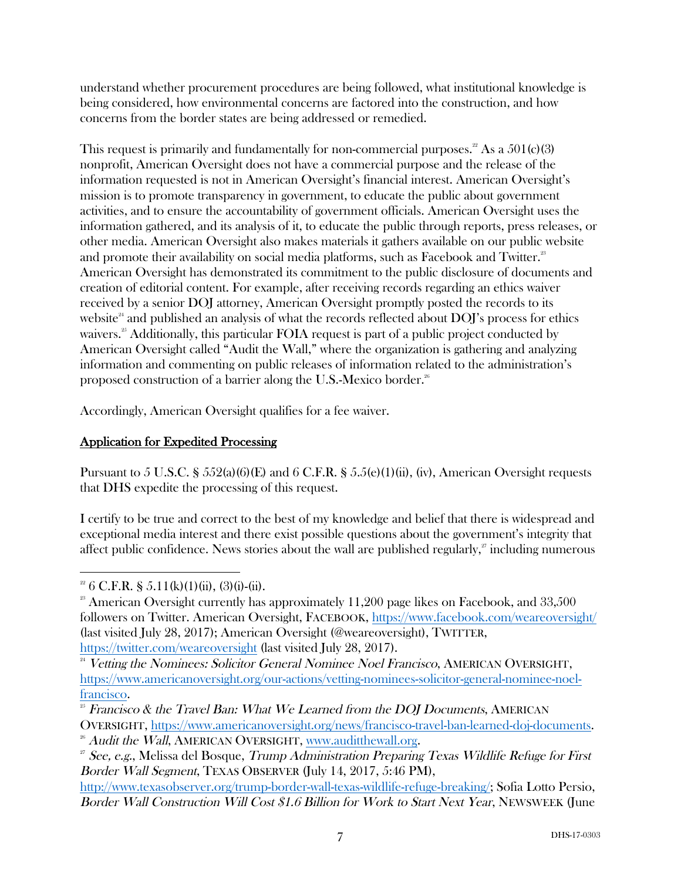understand whether procurement procedures are being followed, what institutional knowledge is being considered, how environmental concerns are factored into the construction, and how concerns from the border states are being addressed or remedied.

This request is primarily and fundamentally for non-commercial purposes.[22] As a 501(c)(3) nonprofit, American Oversight does not have a commercial purpose and the release of the information requested is not in American Oversight's financial interest. American Oversight's mission is to promote transparency in government, to educate the public about government activities, and to ensure the accountability of government officials. American Oversight uses the information gathered, and its analysis of it, to educate the public through reports, press releases, or other media. American Oversight also makes materials it gathers available on our public website and promote their availability on social media platforms, such as Facebook and Twitter.[23] American Oversight has demonstrated its commitment to the public disclosure of documents and creation of editorial content. For example, after receiving records regarding an ethics waiver received by a senior DOJ attorney, American Oversight promptly posted the records to its website[24] and published an analysis of what the records reflected about DOJ's process for ethics waivers.[25] Additionally, this particular FOIA request is part of a public project conducted by American Oversight called "Audit the Wall," where the organization is gathering and analyzing information and commenting on public releases of information related to the administration's proposed construction of a barrier along the U.S.-Mexico border.[26]

Accordingly, American Oversight qualifies for a fee waiver.

<u>Application for Expedited Processing</u>

Pursuant to 5 U.S.C. § 552(a)(6)(E) and 6 C.F.R. § 5.5(e)(1)(ii), (iv), American Oversight requests that DHS expedite the processing of this request.

I certify to be true and correct to the best of my knowledge and belief that there is widespread and exceptional media interest and there exist possible questions about the government's integrity that affect public confidence. News stories about the wall are published regularly,[27] including numerous

---

[22] 6 C.F.R. § 5.11(k)(1)(ii), (3)(i)-(ii).

[23] American Oversight currently has approximately 11,200 page likes on Facebook, and 33,500 followers on Twitter. American Oversight, FACEBOOK, https://www.facebook.com/weareoversight/ (last visited July 28, 2017); American Oversight (@weareoversight), TWITTER, https://twitter.com/weareoversight (last visited July 28, 2017).

[24] *Vetting the Nominees: Solicitor General Nominee Noel Francisco*, AMERICAN OVERSIGHT, https://www.americanoversight.org/our-actions/vetting-nominees-solicitor-general-nominee-noel-francisco.

[25] *Francisco & the Travel Ban: What We Learned from the DOJ Documents*, AMERICAN OVERSIGHT, https://www.americanoversight.org/news/francisco-travel-ban-learned-doj-documents.

[26] *Audit the Wall*, AMERICAN OVERSIGHT, www.auditthewall.org.

[27] *See, e.g.*, Melissa del Bosque, *Trump Administration Preparing Texas Wildlife Refuge for First Border Wall Segment*, TEXAS OBSERVER (July 14, 2017, 5:46 PM), http://www.texasobserver.org/trump-border-wall-texas-wildlife-refuge-breaking/; Sofia Lotto Persio, *Border Wall Construction Will Cost $1.6 Billion for Work to Start Next Year*, NEWSWEEK (June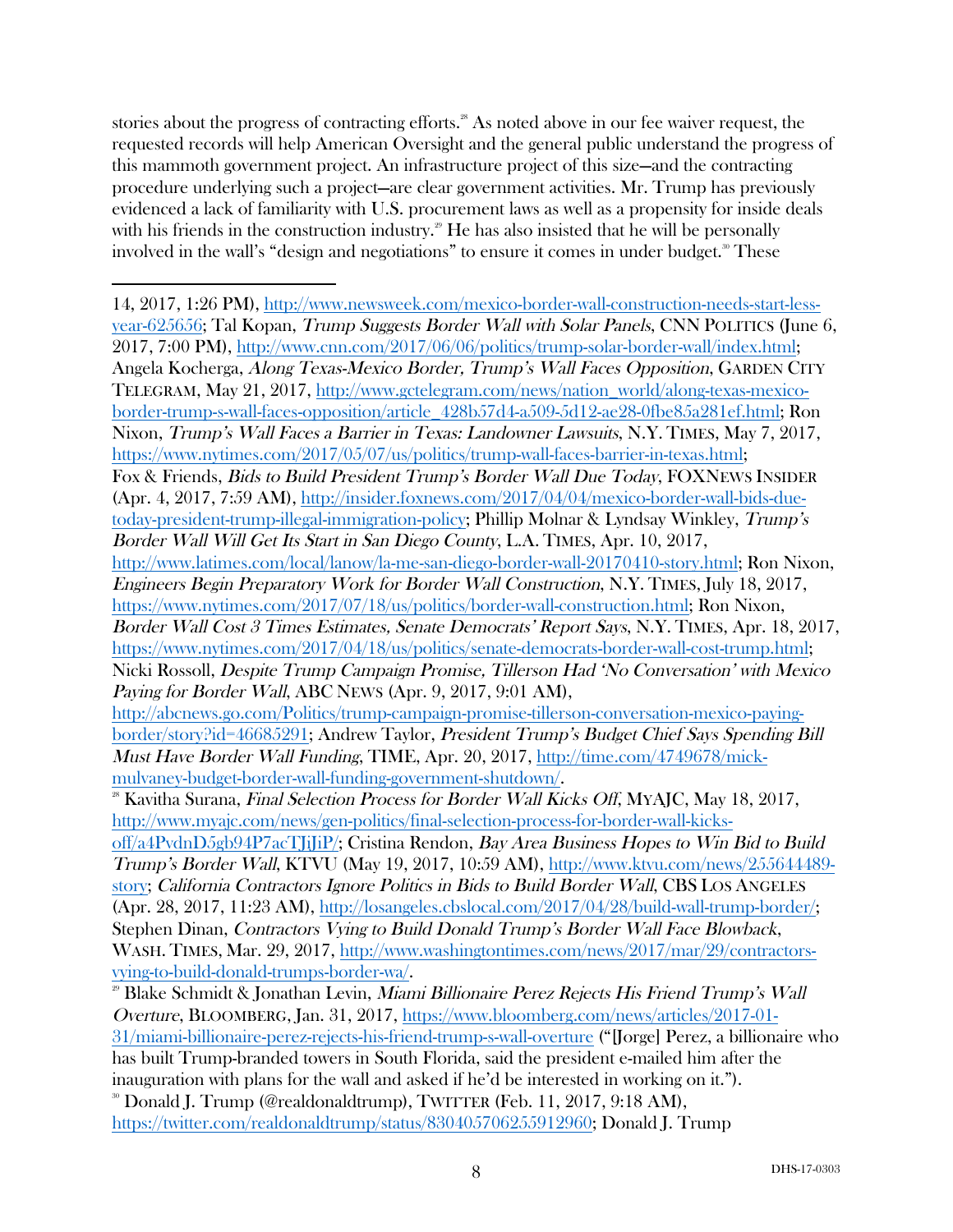stories about the progress of contracting efforts.[28] As noted above in our fee waiver request, the requested records will help American Oversight and the general public understand the progress of this mammoth government project. An infrastructure project of this size—and the contracting procedure underlying such a project—are clear government activities. Mr. Trump has previously evidenced a lack of familiarity with U.S. procurement laws as well as a propensity for inside deals with his friends in the construction industry.[29] He has also insisted that he will be personally involved in the wall's "design and negotiations" to ensure it comes in under budget.[30] These

---

14, 2017, 1:26 PM), http://www.newsweek.com/mexico-border-wall-construction-needs-start-less-year-625656; Tal Kopan, *Trump Suggests Border Wall with Solar Panels*, CNN POLITICS (June 6, 2017, 7:00 PM), http://www.cnn.com/2017/06/06/politics/trump-solar-border-wall/index.html; Angela Kocherga, *Along Texas-Mexico Border, Trump's Wall Faces Opposition*, GARDEN CITY TELEGRAM, May 21, 2017, http://www.gctelegram.com/news/nation_world/along-texas-mexico-border-trump-s-wall-faces-opposition/article_428b57d4-a509-5d12-ae28-0fbe85a281ef.html; Ron Nixon, *Trump's Wall Faces a Barrier in Texas: Landowner Lawsuits*, N.Y. TIMES, May 7, 2017, https://www.nytimes.com/2017/05/07/us/politics/trump-wall-faces-barrier-in-texas.html; Fox & Friends, *Bids to Build President Trump's Border Wall Due Today*, FOXNEWS INSIDER (Apr. 4, 2017, 7:59 AM), http://insider.foxnews.com/2017/04/04/mexico-border-wall-bids-due-today-president-trump-illegal-immigration-policy; Phillip Molnar & Lyndsay Winkley, *Trump's Border Wall Will Get Its Start in San Diego County*, L.A. TIMES, Apr. 10, 2017, http://www.latimes.com/local/lanow/la-me-san-diego-border-wall-20170410-story.html; Ron Nixon, *Engineers Begin Preparatory Work for Border Wall Construction*, N.Y. TIMES, July 18, 2017, https://www.nytimes.com/2017/07/18/us/politics/border-wall-construction.html; Ron Nixon, *Border Wall Cost 3 Times Estimates, Senate Democrats' Report Says*, N.Y. TIMES, Apr. 18, 2017, https://www.nytimes.com/2017/04/18/us/politics/senate-democrats-border-wall-cost-trump.html; Nicki Rossoll, *Despite Trump Campaign Promise, Tillerson Had 'No Conversation' with Mexico Paying for Border Wall*, ABC NEWS (Apr. 9, 2017, 9:01 AM), http://abcnews.go.com/Politics/trump-campaign-promise-tillerson-conversation-mexico-paying-border/story?id=46685291; Andrew Taylor, *President Trump's Budget Chief Says Spending Bill Must Have Border Wall Funding*, TIME, Apr. 20, 2017, http://time.com/4749678/mick-mulvaney-budget-border-wall-funding-government-shutdown/.

[28] Kavitha Surana, *Final Selection Process for Border Wall Kicks Off*, MYAJC, May 18, 2017, http://www.myajc.com/news/gen-politics/final-selection-process-for-border-wall-kicks-off/a4PvdnD5gb94P7acTJjJiP/; Cristina Rendon, *Bay Area Business Hopes to Win Bid to Build Trump's Border Wall*, KTVU (May 19, 2017, 10:59 AM), http://www.ktvu.com/news/255644489-story; *California Contractors Ignore Politics in Bids to Build Border Wall*, CBS LOS ANGELES (Apr. 28, 2017, 11:23 AM), http://losangeles.cbslocal.com/2017/04/28/build-wall-trump-border/; Stephen Dinan, *Contractors Vying to Build Donald Trump's Border Wall Face Blowback*, WASH. TIMES, Mar. 29, 2017, http://www.washingtontimes.com/news/2017/mar/29/contractors-vying-to-build-donald-trumps-border-wa/.

[29] Blake Schmidt & Jonathan Levin, *Miami Billionaire Perez Rejects His Friend Trump's Wall Overture*, BLOOMBERG, Jan. 31, 2017, https://www.bloomberg.com/news/articles/2017-01-31/miami-billionaire-perez-rejects-his-friend-trump-s-wall-overture ("[Jorge] Perez, a billionaire who has built Trump-branded towers in South Florida, said the president e-mailed him after the inauguration with plans for the wall and asked if he'd be interested in working on it.").

[30] Donald J. Trump (@realdonaldtrump), TWITTER (Feb. 11, 2017, 9:18 AM), https://twitter.com/realdonaldtrump/status/830405706255912960; Donald J. Trump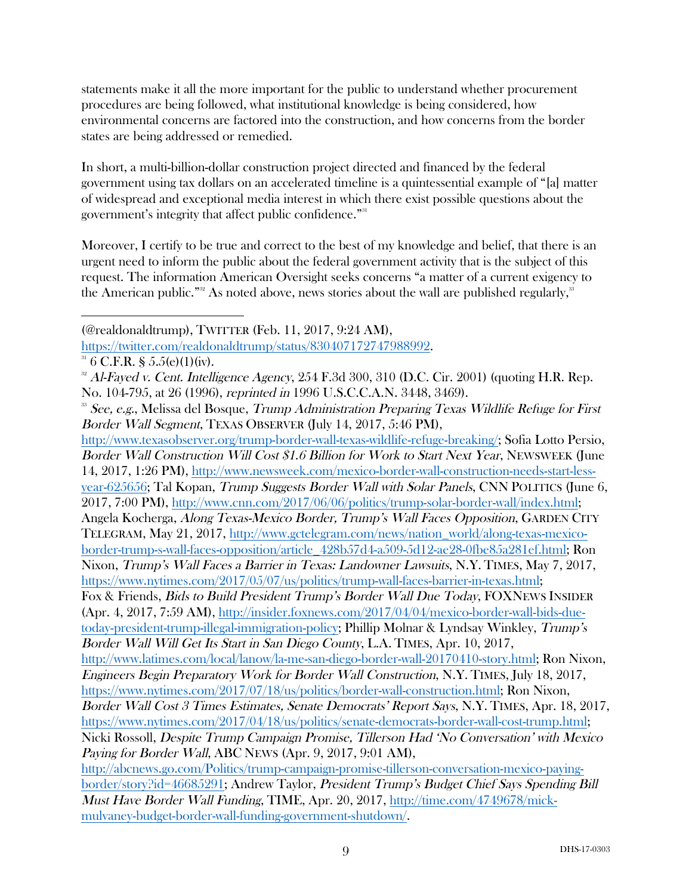statements make it all the more important for the public to understand whether procurement procedures are being followed, what institutional knowledge is being considered, how environmental concerns are factored into the construction, and how concerns from the border states are being addressed or remedied.

In short, a multi-billion-dollar construction project directed and financed by the federal government using tax dollars on an accelerated timeline is a quintessential example of "[a] matter of widespread and exceptional media interest in which there exist possible questions about the government's integrity that affect public confidence."[31]

Moreover, I certify to be true and correct to the best of my knowledge and belief, that there is an urgent need to inform the public about the federal government activity that is the subject of this request. The information American Oversight seeks concerns "a matter of a current exigency to the American public."[32] As noted above, news stories about the wall are published regularly,[33]

---

(@realdonaldtrump), TWITTER (Feb. 11, 2017, 9:24 AM), https://twitter.com/realdonaldtrump/status/830407172747988992.

[31] 6 C.F.R. § 5.5(e)(1)(iv).

[32] *Al-Fayed v. Cent. Intelligence Agency*, 254 F.3d 300, 310 (D.C. Cir. 2001) (quoting H.R. Rep. No. 104-795, at 26 (1996), *reprinted in* 1996 U.S.C.C.A.N. 3448, 3469).

[33] *See, e.g.*, Melissa del Bosque, *Trump Administration Preparing Texas Wildlife Refuge for First Border Wall Segment*, TEXAS OBSERVER (July 14, 2017, 5:46 PM), http://www.texasobserver.org/trump-border-wall-texas-wildlife-refuge-breaking/; Sofia Lotto Persio, *Border Wall Construction Will Cost $1.6 Billion for Work to Start Next Year*, NEWSWEEK (June 14, 2017, 1:26 PM), http://www.newsweek.com/mexico-border-wall-construction-needs-start-less-year-625656; Tal Kopan, *Trump Suggests Border Wall with Solar Panels*, CNN POLITICS (June 6, 2017, 7:00 PM), http://www.cnn.com/2017/06/06/politics/trump-solar-border-wall/index.html; Angela Kocherga, *Along Texas-Mexico Border, Trump's Wall Faces Opposition*, GARDEN CITY TELEGRAM, May 21, 2017, http://www.gctelegram.com/news/nation_world/along-texas-mexico-border-trump-s-wall-faces-opposition/article_428b57d4-a509-5d12-ae28-0fbe85a281ef.html; Ron Nixon, *Trump's Wall Faces a Barrier in Texas: Landowner Lawsuits*, N.Y. TIMES, May 7, 2017, https://www.nytimes.com/2017/05/07/us/politics/trump-wall-faces-barrier-in-texas.html; Fox & Friends, *Bids to Build President Trump's Border Wall Due Today*, FOXNEWS INSIDER (Apr. 4, 2017, 7:59 AM), http://insider.foxnews.com/2017/04/04/mexico-border-wall-bids-due-today-president-trump-illegal-immigration-policy; Phillip Molnar & Lyndsay Winkley, *Trump's Border Wall Will Get Its Start in San Diego County*, L.A. TIMES, Apr. 10, 2017, http://www.latimes.com/local/lanow/la-me-san-diego-border-wall-20170410-story.html; Ron Nixon, *Engineers Begin Preparatory Work for Border Wall Construction*, N.Y. TIMES, July 18, 2017, https://www.nytimes.com/2017/07/18/us/politics/border-wall-construction.html; Ron Nixon, *Border Wall Cost 3 Times Estimates, Senate Democrats' Report Says*, N.Y. TIMES, Apr. 18, 2017, https://www.nytimes.com/2017/04/18/us/politics/senate-democrats-border-wall-cost-trump.html; Nicki Rossoll, *Despite Trump Campaign Promise, Tillerson Had 'No Conversation' with Mexico Paying for Border Wall*, ABC NEWS (Apr. 9, 2017, 9:01 AM), http://abcnews.go.com/Politics/trump-campaign-promise-tillerson-conversation-mexico-paying-border/story?id=46685291; Andrew Taylor, *President Trump's Budget Chief Says Spending Bill Must Have Border Wall Funding*, TIME, Apr. 20, 2017, http://time.com/4749678/mick-mulvaney-budget-border-wall-funding-government-shutdown/.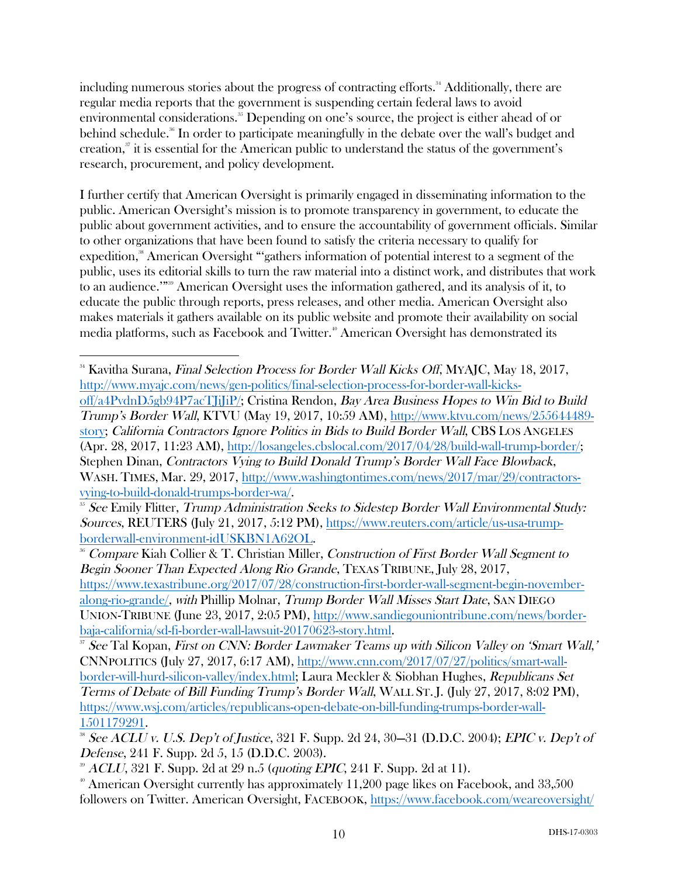including numerous stories about the progress of contracting efforts.[34] Additionally, there are regular media reports that the government is suspending certain federal laws to avoid environmental considerations.[35] Depending on one's source, the project is either ahead of or behind schedule.[36] In order to participate meaningfully in the debate over the wall's budget and creation,[37] it is essential for the American public to understand the status of the government's research, procurement, and policy development.

I further certify that American Oversight is primarily engaged in disseminating information to the public. American Oversight's mission is to promote transparency in government, to educate the public about government activities, and to ensure the accountability of government officials. Similar to other organizations that have been found to satisfy the criteria necessary to qualify for expedition,[38] American Oversight "'gathers information of potential interest to a segment of the public, uses its editorial skills to turn the raw material into a distinct work, and distributes that work to an audience.'"[39] American Oversight uses the information gathered, and its analysis of it, to educate the public through reports, press releases, and other media. American Oversight also makes materials it gathers available on its public website and promote their availability on social media platforms, such as Facebook and Twitter.[40] American Oversight has demonstrated its

---

[34] Kavitha Surana, *Final Selection Process for Border Wall Kicks Off*, MYAJC, May 18, 2017, http://www.myajc.com/news/gen-politics/final-selection-process-for-border-wall-kicks-off/a4PvdnD5gb94P7acTJjJiP/; Cristina Rendon, *Bay Area Business Hopes to Win Bid to Build Trump's Border Wall*, KTVU (May 19, 2017, 10:59 AM), http://www.ktvu.com/news/255644489-story; *California Contractors Ignore Politics in Bids to Build Border Wall*, CBS LOS ANGELES (Apr. 28, 2017, 11:23 AM), http://losangeles.cbslocal.com/2017/04/28/build-wall-trump-border/; Stephen Dinan, *Contractors Vying to Build Donald Trump's Border Wall Face Blowback*, WASH. TIMES, Mar. 29, 2017, http://www.washingtontimes.com/news/2017/mar/29/contractors-vying-to-build-donald-trumps-border-wa/.

[35] *See* Emily Flitter, *Trump Administration Seeks to Sidestep Border Wall Environmental Study: Sources*, REUTERS (July 21, 2017, 5:12 PM), https://www.reuters.com/article/us-usa-trump-borderwall-environment-idUSKBN1A62OL.

[36] *Compare* Kiah Collier & T. Christian Miller, *Construction of First Border Wall Segment to Begin Sooner Than Expected Along Rio Grande*, TEXAS TRIBUNE, July 28, 2017, https://www.texastribune.org/2017/07/28/construction-first-border-wall-segment-begin-november-along-rio-grande/, *with* Phillip Molnar, *Trump Border Wall Misses Start Date*, SAN DIEGO UNION-TRIBUNE (June 23, 2017, 2:05 PM), http://www.sandiegouniontribune.com/news/border-baja-california/sd-fi-border-wall-lawsuit-20170623-story.html.

[37] *See* Tal Kopan, *First on CNN: Border Lawmaker Teams up with Silicon Valley on 'Smart Wall,'* CNNPOLITICS (July 27, 2017, 6:17 AM), http://www.cnn.com/2017/07/27/politics/smart-wall-border-will-hurd-silicon-valley/index.html; Laura Meckler & Siobhan Hughes, *Republicans Set Terms of Debate of Bill Funding Trump's Border Wall*, WALL ST. J. (July 27, 2017, 8:02 PM), https://www.wsj.com/articles/republicans-open-debate-on-bill-funding-trumps-border-wall-1501179291.

[38] *See ACLU v. U.S. Dep't of Justice*, 321 F. Supp. 2d 24, 30–31 (D.D.C. 2004); *EPIC v. Dep't of Defense*, 241 F. Supp. 2d 5, 15 (D.D.C. 2003).

[39] *ACLU*, 321 F. Supp. 2d at 29 n.5 (*quoting EPIC*, 241 F. Supp. 2d at 11).

[40] American Oversight currently has approximately 11,200 page likes on Facebook, and 33,500 followers on Twitter. American Oversight, FACEBOOK, https://www.facebook.com/weareoversight/

DHS-17-0303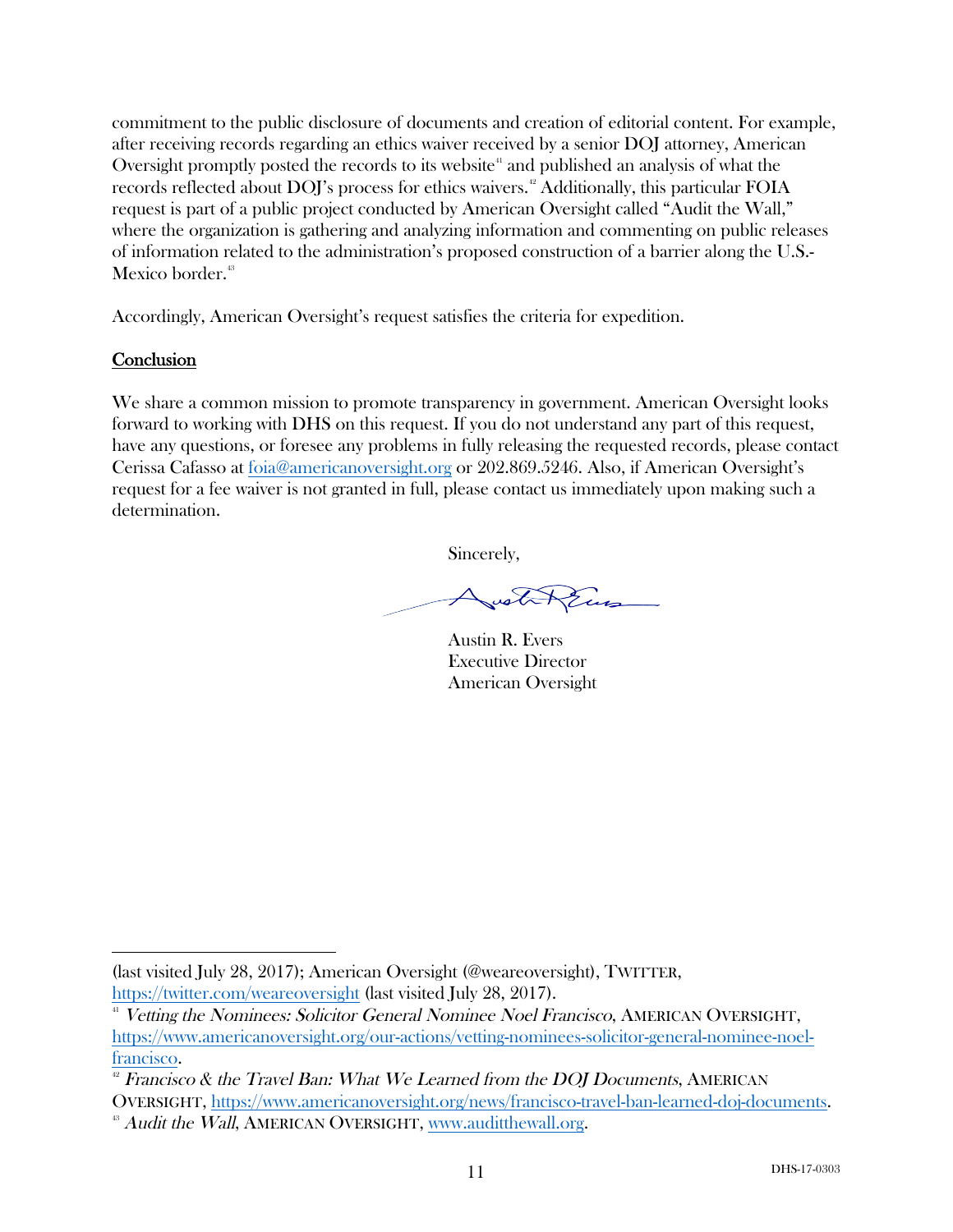commitment to the public disclosure of documents and creation of editorial content. For example, after receiving records regarding an ethics waiver received by a senior DOJ attorney, American Oversight promptly posted the records to its website[41] and published an analysis of what the records reflected about DOJ's process for ethics waivers.[42] Additionally, this particular FOIA request is part of a public project conducted by American Oversight called "Audit the Wall," where the organization is gathering and analyzing information and commenting on public releases of information related to the administration's proposed construction of a barrier along the U.S.-Mexico border.[43]

Accordingly, American Oversight's request satisfies the criteria for expedition.

## Conclusion

We share a common mission to promote transparency in government. American Oversight looks forward to working with DHS on this request. If you do not understand any part of this request, have any questions, or foresee any problems in fully releasing the requested records, please contact Cerissa Cafasso at foia@americanoversight.org or 202.869.5246. Also, if American Oversight's request for a fee waiver is not granted in full, please contact us immediately upon making such a determination.

Sincerely,

Austin R. Evers
Executive Director
American Oversight

---

(last visited July 28, 2017); American Oversight (@weareoversight), TWITTER, https://twitter.com/weareoversight (last visited July 28, 2017).

[41] *Vetting the Nominees: Solicitor General Nominee Noel Francisco*, AMERICAN OVERSIGHT, https://www.americanoversight.org/our-actions/vetting-nominees-solicitor-general-nominee-noel-francisco.

[42] *Francisco & the Travel Ban: What We Learned from the DOJ Documents*, AMERICAN OVERSIGHT, https://www.americanoversight.org/news/francisco-travel-ban-learned-doj-documents.

[43] *Audit the Wall*, AMERICAN OVERSIGHT, www.auditthewall.org.

DHS-17-0303